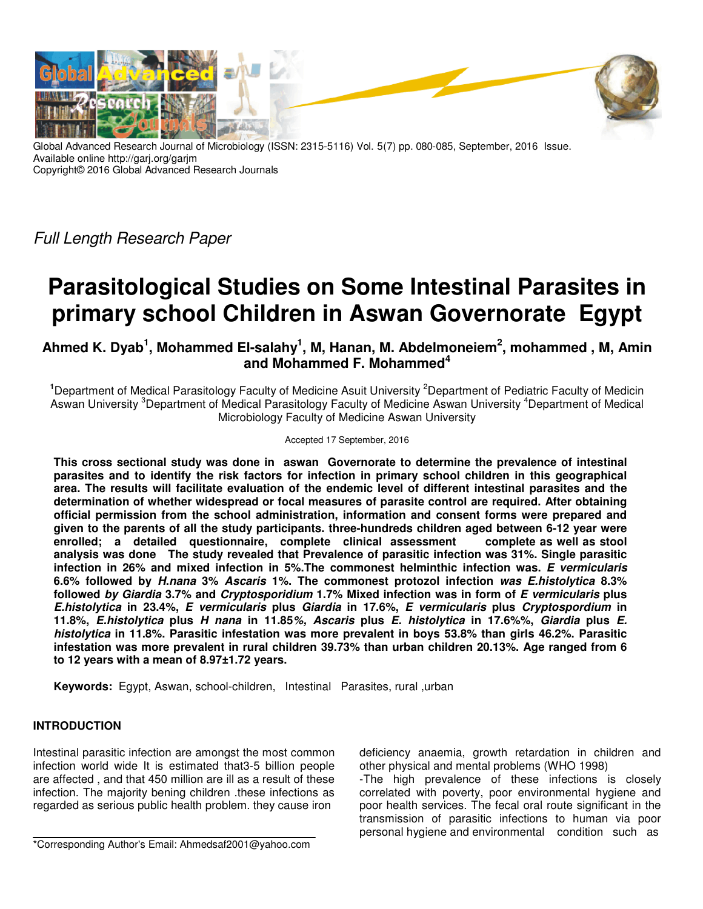Global Advanced Research Journal of Microbiology (ISSN: 2315-5116) Vol. 5(7) pp. 080-085, September, 2016 Issue.
Available online http://garj.org/garjm
Copyright© 2016 Global Advanced Research Journals

*Full Length Research Paper*

# Parasitological Studies on Some Intestinal Parasites in primary school Children in Aswan Governorate Egypt

**Ahmed K. Dyab[1], Mohammed El-salahy[1], M, Hanan, M. Abdelmoneiem[2], mohammed , M, Amin and Mohammed F. Mohammed[4]**

[1]Department of Medical Parasitology Faculty of Medicine Asuit University [2]Department of Pediatric Faculty of Medicin Aswan University [3]Department of Medical Parasitology Faculty of Medicine Aswan University [4]Department of Medical Microbiology Faculty of Medicine Aswan University

Accepted 17 September, 2016

**This cross sectional study was done in aswan Governorate to determine the prevalence of intestinal parasites and to identify the risk factors for infection in primary school children in this geographical area. The results will facilitate evaluation of the endemic level of different intestinal parasites and the determination of whether widespread or focal measures of parasite control are required. After obtaining official permission from the school administration, information and consent forms were prepared and given to the parents of all the study participants. three-hundreds children aged between 6-12 year were enrolled; a detailed questionnaire, complete clinical assessment complete as well as stool analysis was done The study revealed that Prevalence of parasitic infection was 31%. Single parasitic infection in 26% and mixed infection in 5%.The commonest helminthic infection was. *E vermicularis* 6.6% followed by *H.nana* 3% *Ascaris* 1%. The commonest protozol infection *was E.histolytica* 8.3% followed *by Giardia* 3.7% and *Cryptosporidium* 1.7% Mixed infection was in form of *E vermicularis* plus *E.histolytica* in 23.4%, *E vermicularis* plus *Giardia* in 17.6%, *E vermicularis* plus *Cryptospordium* in 11.8%, *E.histolytica* plus *H nana* in 11.85*%, Ascaris* plus *E. histolytica* in 17.6%%, *Giardia* plus *E. histolytica* in 11.8%. Parasitic infestation was more prevalent in boys 53.8% than girls 46.2%. Parasitic infestation was more prevalent in rural children 39.73% than urban children 20.13%. Age ranged from 6 to 12 years with a mean of 8.97±1.72 years.**

**Keywords:** Egypt, Aswan, school-children, Intestinal Parasites, rural ,urban

## INTRODUCTION

Intestinal parasitic infection are amongst the most common infection world wide It is estimated that3-5 billion people are affected , and that 450 million are ill as a result of these infection. The majority bening children .these infections as regarded as serious public health problem. they cause iron deficiency anaemia, growth retardation in children and other physical and mental problems (WHO 1998)

-The high prevalence of these infections is closely correlated with poverty, poor environmental hygiene and poor health services. The fecal oral route significant in the transmission of parasitic infections to human via poor personal hygiene and environmental condition such as

*Corresponding Author's Email: Ahmedsaf2001@yahoo.com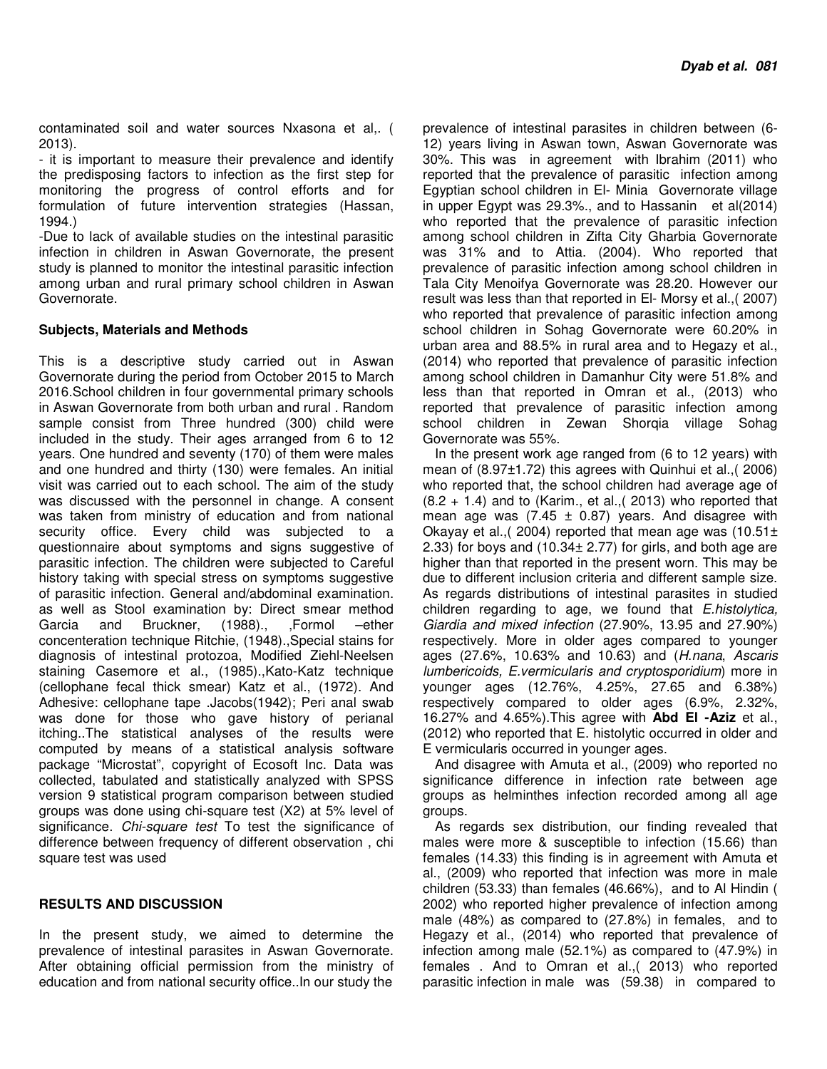contaminated soil and water sources Nxasona et al,. ( 2013).

- it is important to measure their prevalence and identify the predisposing factors to infection as the first step for monitoring the progress of control efforts and for formulation of future intervention strategies (Hassan, 1994.)

-Due to lack of available studies on the intestinal parasitic infection in children in Aswan Governorate, the present study is planned to monitor the intestinal parasitic infection among urban and rural primary school children in Aswan Governorate.

## Subjects, Materials and Methods

This is a descriptive study carried out in Aswan Governorate during the period from October 2015 to March 2016.School children in four governmental primary schools in Aswan Governorate from both urban and rural . Random sample consist from Three hundred (300) child were included in the study. Their ages arranged from 6 to 12 years. One hundred and seventy (170) of them were males and one hundred and thirty (130) were females. An initial visit was carried out to each school. The aim of the study was discussed with the personnel in change. A consent was taken from ministry of education and from national security office. Every child was subjected to a questionnaire about symptoms and signs suggestive of parasitic infection. The children were subjected to Careful history taking with special stress on symptoms suggestive of parasitic infection. General and/abdominal examination. as well as Stool examination by: Direct smear method Garcia and Bruckner, (1988)., ,Formol –ether concenteration technique Ritchie, (1948).,Special stains for diagnosis of intestinal protozoa, Modified Ziehl-Neelsen staining Casemore et al., (1985).,Kato-Katz technique (cellophane fecal thick smear) Katz et al., (1972). And Adhesive: cellophane tape .Jacobs(1942); Peri anal swab was done for those who gave history of perianal itching..The statistical analyses of the results were computed by means of a statistical analysis software package "Microstat", copyright of Ecosoft Inc. Data was collected, tabulated and statistically analyzed with SPSS version 9 statistical program comparison between studied groups was done using chi-square test (X2) at 5% level of significance. *Chi-square test* To test the significance of difference between frequency of different observation , chi square test was used

## RESULTS AND DISCUSSION

In the present study, we aimed to determine the prevalence of intestinal parasites in Aswan Governorate. After obtaining official permission from the ministry of education and from national security office..In our study the prevalence of intestinal parasites in children between (6-12) years living in Aswan town, Aswan Governorate was 30%. This was in agreement with Ibrahim (2011) who reported that the prevalence of parasitic infection among Egyptian school children in El- Minia Governorate village in upper Egypt was 29.3%., and to Hassanin et al(2014) who reported that the prevalence of parasitic infection among school children in Zifta City Gharbia Governorate was 31% and to Attia. (2004). Who reported that prevalence of parasitic infection among school children in Tala City Menoifya Governorate was 28.20. However our result was less than that reported in El- Morsy et al.,( 2007) who reported that prevalence of parasitic infection among school children in Sohag Governorate were 60.20% in urban area and 88.5% in rural area and to Hegazy et al., (2014) who reported that prevalence of parasitic infection among school children in Damanhur City were 51.8% and less than that reported in Omran et al., (2013) who reported that prevalence of parasitic infection among school children in Zewan Shorqia village Sohag Governorate was 55%.

In the present work age ranged from (6 to 12 years) with mean of (8.97±1.72) this agrees with Quinhui et al.,( 2006) who reported that, the school children had average age of (8.2 + 1.4) and to (Karim., et al.,( 2013) who reported that mean age was (7.45 ± 0.87) years. And disagree with Okayay et al.,( 2004) reported that mean age was (10.51± 2.33) for boys and (10.34± 2.77) for girls, and both age are higher than that reported in the present worn. This may be due to different inclusion criteria and different sample size. As regards distributions of intestinal parasites in studied children regarding to age, we found that *E.histolytica, Giardia and mixed infection* (27.90%, 13.95 and 27.90%) respectively. More in older ages compared to younger ages (27.6%, 10.63% and 10.63) and (*H.nana*, *Ascaris lumbericoids, E.vermicularis and cryptosporidium*) more in younger ages (12.76%, 4.25%, 27.65 and 6.38%) respectively compared to older ages (6.9%, 2.32%, 16.27% and 4.65%).This agree with **Abd El -Aziz** et al., (2012) who reported that E. histolytic occurred in older and E vermicularis occurred in younger ages.

And disagree with Amuta et al., (2009) who reported no significance difference in infection rate between age groups as helminthes infection recorded among all age groups.

As regards sex distribution, our finding revealed that males were more & susceptible to infection (15.66) than females (14.33) this finding is in agreement with Amuta et al., (2009) who reported that infection was more in male children (53.33) than females (46.66%), and to Al Hindin ( 2002) who reported higher prevalence of infection among male (48%) as compared to (27.8%) in females, and to Hegazy et al., (2014) who reported that prevalence of infection among male (52.1%) as compared to (47.9%) in females . And to Omran et al.,( 2013) who reported parasitic infection in male was (59.38) in compared to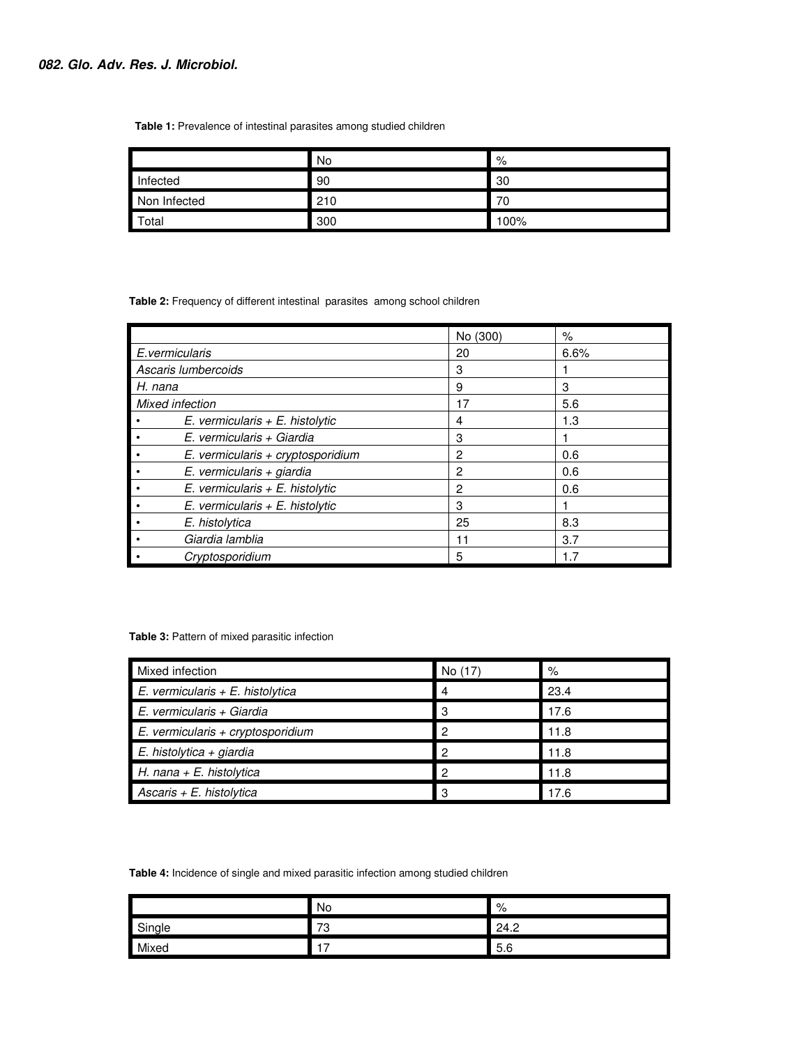**Table 1:** Prevalence of intestinal parasites among studied children

| | No | % |
|---|---|---|
| Infected | 90 | 30 |
| Non Infected | 210 | 70 |
| Total | 300 | 100% |

**Table 2:** Frequency of different intestinal parasites among school children

| | No (300) | % |
|---|---|---|
| *E.vermicularis* | 20 | 6.6% |
| *Ascaris lumbercoids* | 3 | 1 |
| *H. nana* | 9 | 3 |
| *Mixed infection* | 17 | 5.6 |
| • *E. vermicularis + E. histolytic* | 4 | 1.3 |
| • *E. vermicularis + Giardia* | 3 | 1 |
| • *E. vermicularis + cryptosporidium* | 2 | 0.6 |
| • *E. vermicularis + giardia* | 2 | 0.6 |
| • *E. vermicularis + E. histolytic* | 2 | 0.6 |
| • *E. vermicularis + E. histolytic* | 3 | 1 |
| • *E. histolytica* | 25 | 8.3 |
| • *Giardia lamblia* | 11 | 3.7 |
| • *Cryptosporidium* | 5 | 1.7 |

**Table 3:** Pattern of mixed parasitic infection

| Mixed infection | No (17) | % |
|---|---|---|
| *E. vermicularis + E. histolytica* | 4 | 23.4 |
| *E. vermicularis + Giardia* | 3 | 17.6 |
| *E. vermicularis + cryptosporidium* | 2 | 11.8 |
| *E. histolytica + giardia* | 2 | 11.8 |
| *H. nana + E. histolytica* | 2 | 11.8 |
| *Ascaris + E. histolytica* | 3 | 17.6 |

**Table 4:** Incidence of single and mixed parasitic infection among studied children

| | No | % |
|---|---|---|
| Single | 73 | 24.2 |
| Mixed | 17 | 5.6 |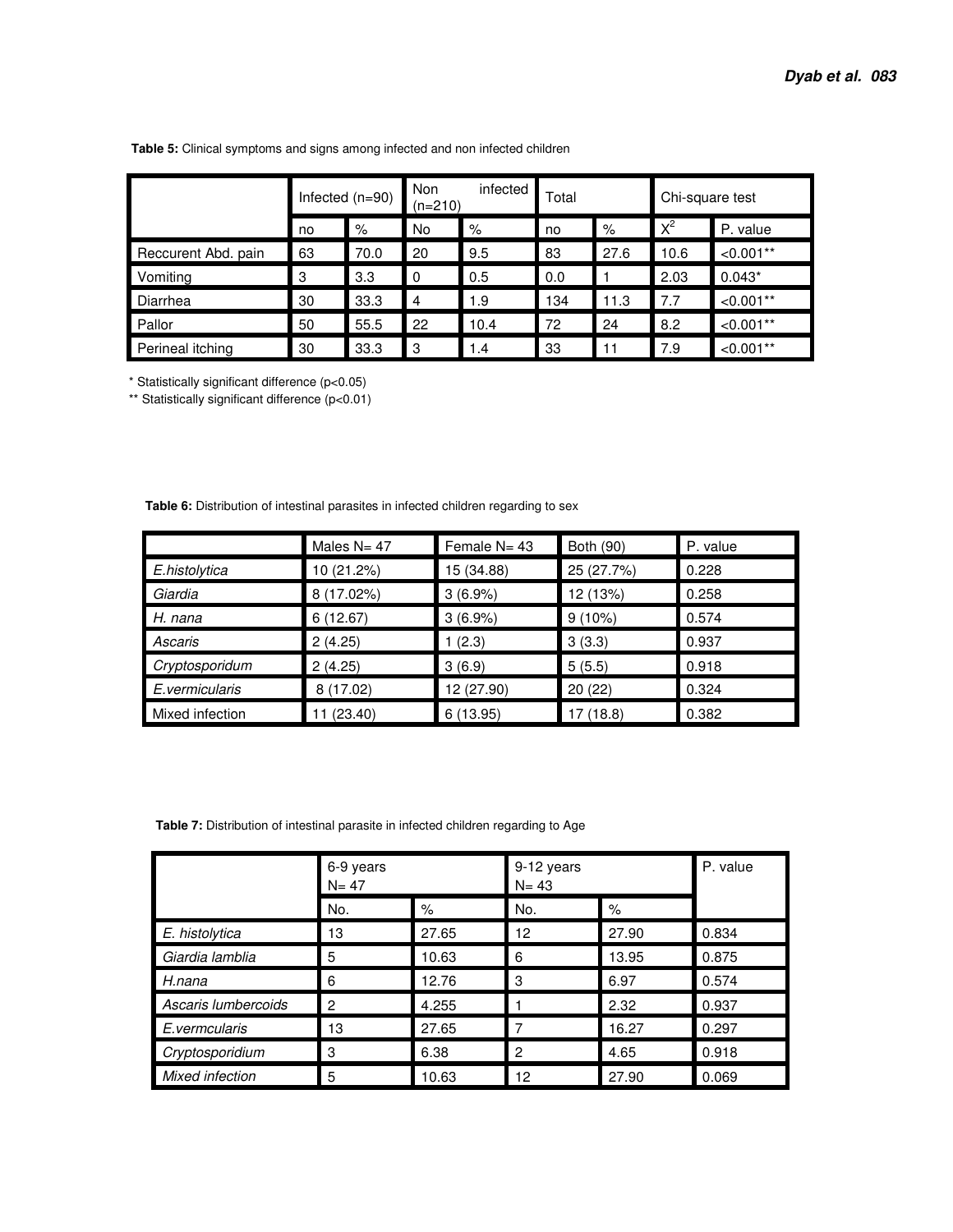**Table 5:** Clinical symptoms and signs among infected and non infected children

| | Infected (n=90) | | Non infected (n=210) | | Total | | Chi-square test | |
|---|---|---|---|---|---|---|---|---|
| | no | % | No | % | no | % | $X^2$ | P. value |
| Reccurent Abd. pain | 63 | 70.0 | 20 | 9.5 | 83 | 27.6 | 10.6 | <0.001** |
| Vomiting | 3 | 3.3 | 0 | 0.5 | 0.0 | 1 | 2.03 | 0.043* |
| Diarrhea | 30 | 33.3 | 4 | 1.9 | 134 | 11.3 | 7.7 | <0.001** |
| Pallor | 50 | 55.5 | 22 | 10.4 | 72 | 24 | 8.2 | <0.001** |
| Perineal itching | 30 | 33.3 | 3 | 1.4 | 33 | 11 | 7.9 | <0.001** |

* Statistically significant difference (p<0.05)

** Statistically significant difference (p<0.01)

**Table 6:** Distribution of intestinal parasites in infected children regarding to sex

| | Males N= 47 | Female N= 43 | Both (90) | P. value |
|---|---|---|---|---|
| *E.histolytica* | 10 (21.2%) | 15 (34.88) | 25 (27.7%) | 0.228 |
| *Giardia* | 8 (17.02%) | 3 (6.9%) | 12 (13%) | 0.258 |
| *H. nana* | 6 (12.67) | 3 (6.9%) | 9 (10%) | 0.574 |
| *Ascaris* | 2 (4.25) | 1 (2.3) | 3 (3.3) | 0.937 |
| *Cryptosporidum* | 2 (4.25) | 3 (6.9) | 5 (5.5) | 0.918 |
| *E.vermicularis* | 8 (17.02) | 12 (27.90) | 20 (22) | 0.324 |
| Mixed infection | 11 (23.40) | 6 (13.95) | 17 (18.8) | 0.382 |

**Table 7:** Distribution of intestinal parasite in infected children regarding to Age

| | 6-9 years N= 47 | | 9-12 years N= 43 | | P. value |
|---|---|---|---|---|---|
| | No. | % | No. | % | |
| *E. histolytica* | 13 | 27.65 | 12 | 27.90 | 0.834 |
| *Giardia lamblia* | 5 | 10.63 | 6 | 13.95 | 0.875 |
| *H.nana* | 6 | 12.76 | 3 | 6.97 | 0.574 |
| *Ascaris lumbercoids* | 2 | 4.255 | 1 | 2.32 | 0.937 |
| *E.vermcularis* | 13 | 27.65 | 7 | 16.27 | 0.297 |
| *Cryptosporidium* | 3 | 6.38 | 2 | 4.65 | 0.918 |
| *Mixed infection* | 5 | 10.63 | 12 | 27.90 | 0.069 |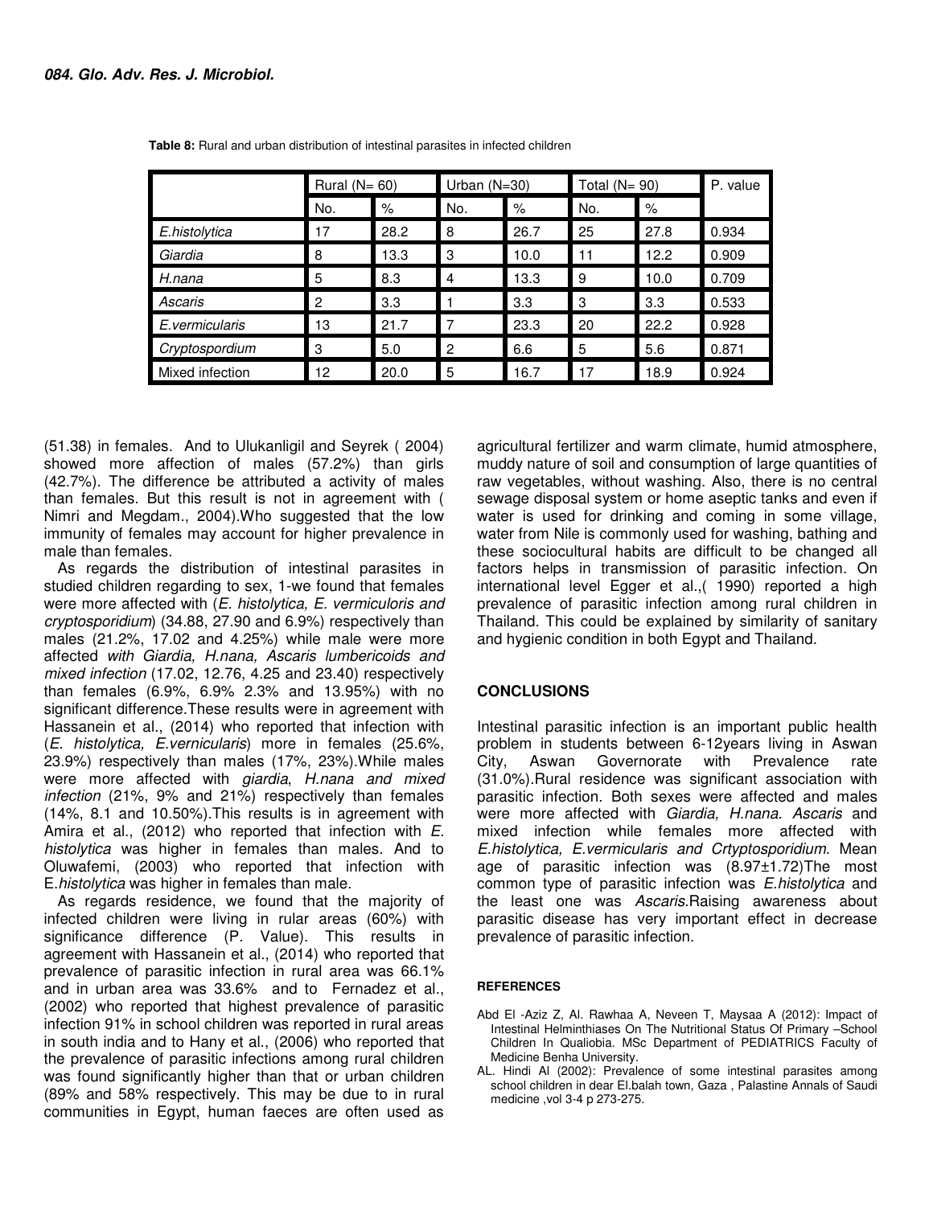**Table 8:** Rural and urban distribution of intestinal parasites in infected children

| | Rural (N= 60) | | Urban (N=30) | | Total (N= 90) | | P. value |
|---|---|---|---|---|---|---|---|
| | No. | % | No. | % | No. | % | |
| *E.histolytica* | 17 | 28.2 | 8 | 26.7 | 25 | 27.8 | 0.934 |
| *Giardia* | 8 | 13.3 | 3 | 10.0 | 11 | 12.2 | 0.909 |
| *H.nana* | 5 | 8.3 | 4 | 13.3 | 9 | 10.0 | 0.709 |
| *Ascaris* | 2 | 3.3 | 1 | 3.3 | 3 | 3.3 | 0.533 |
| *E.vermicularis* | 13 | 21.7 | 7 | 23.3 | 20 | 22.2 | 0.928 |
| *Cryptospordium* | 3 | 5.0 | 2 | 6.6 | 5 | 5.6 | 0.871 |
| Mixed infection | 12 | 20.0 | 5 | 16.7 | 17 | 18.9 | 0.924 |

(51.38) in females. And to Ulukanligil and Seyrek ( 2004) showed more affection of males (57.2%) than girls (42.7%). The difference be attributed a activity of males than females. But this result is not in agreement with ( Nimri and Megdam., 2004).Who suggested that the low immunity of females may account for higher prevalence in male than females.

As regards the distribution of intestinal parasites in studied children regarding to sex, 1-we found that females were more affected with (*E. histolytica, E. vermiculoris and cryptosporidium*) (34.88, 27.90 and 6.9%) respectively than males (21.2%, 17.02 and 4.25%) while male were more affected *with Giardia, H.nana, Ascaris lumbericoids and mixed infection* (17.02, 12.76, 4.25 and 23.40) respectively than females (6.9%, 6.9% 2.3% and 13.95%) with no significant difference.These results were in agreement with Hassanein et al., (2014) who reported that infection with (*E. histolytica, E.vernicularis*) more in females (25.6%, 23.9%) respectively than males (17%, 23%).While males were more affected with *giardia*, *H.nana and mixed infection* (21%, 9% and 21%) respectively than females (14%, 8.1 and 10.50%).This results is in agreement with Amira et al., (2012) who reported that infection with *E. histolytica* was higher in females than males. And to Oluwafemi, (2003) who reported that infection with E.*histolytica* was higher in females than male.

As regards residence, we found that the majority of infected children were living in rular areas (60%) with significance difference (P. Value). This results in agreement with Hassanein et al., (2014) who reported that prevalence of parasitic infection in rural area was 66.1% and in urban area was 33.6% and to Fernadez et al., (2002) who reported that highest prevalence of parasitic infection 91% in school children was reported in rural areas in south india and to Hany et al., (2006) who reported that the prevalence of parasitic infections among rural children was found significantly higher than that or urban children (89% and 58% respectively. This may be due to in rural communities in Egypt, human faeces are often used as agricultural fertilizer and warm climate, humid atmosphere, muddy nature of soil and consumption of large quantities of raw vegetables, without washing. Also, there is no central sewage disposal system or home aseptic tanks and even if water is used for drinking and coming in some village, water from Nile is commonly used for washing, bathing and these sociocultural habits are difficult to be changed all factors helps in transmission of parasitic infection. On international level Egger et al.,( 1990) reported a high prevalence of parasitic infection among rural children in Thailand. This could be explained by similarity of sanitary and hygienic condition in both Egypt and Thailand.

## CONCLUSIONS

Intestinal parasitic infection is an important public health problem in students between 6-12years living in Aswan City, Aswan Governorate with Prevalence rate (31.0%).Rural residence was significant association with parasitic infection. Both sexes were affected and males were more affected with *Giardia, H.nana. Ascaris* and mixed infection while females more affected with *E.histolytica, E.vermicularis and Crtyptosporidium*. Mean age of parasitic infection was (8.97±1.72)The most common type of parasitic infection was *E.histolytica* and the least one was *Ascaris*.Raising awareness about parasitic disease has very important effect in decrease prevalence of parasitic infection.

### REFERENCES

Abd El -Aziz Z, Al. Rawhaa A, Neveen T, Maysaa A (2012): Impact of Intestinal Helminthiases On The Nutritional Status Of Primary –School Children In Qualiobia. MSc Department of PEDIATRICS Faculty of Medicine Benha University.

AL. Hindi Al (2002): Prevalence of some intestinal parasites among school children in dear El.balah town, Gaza , Palastine Annals of Saudi medicine ,vol 3-4 p 273-275.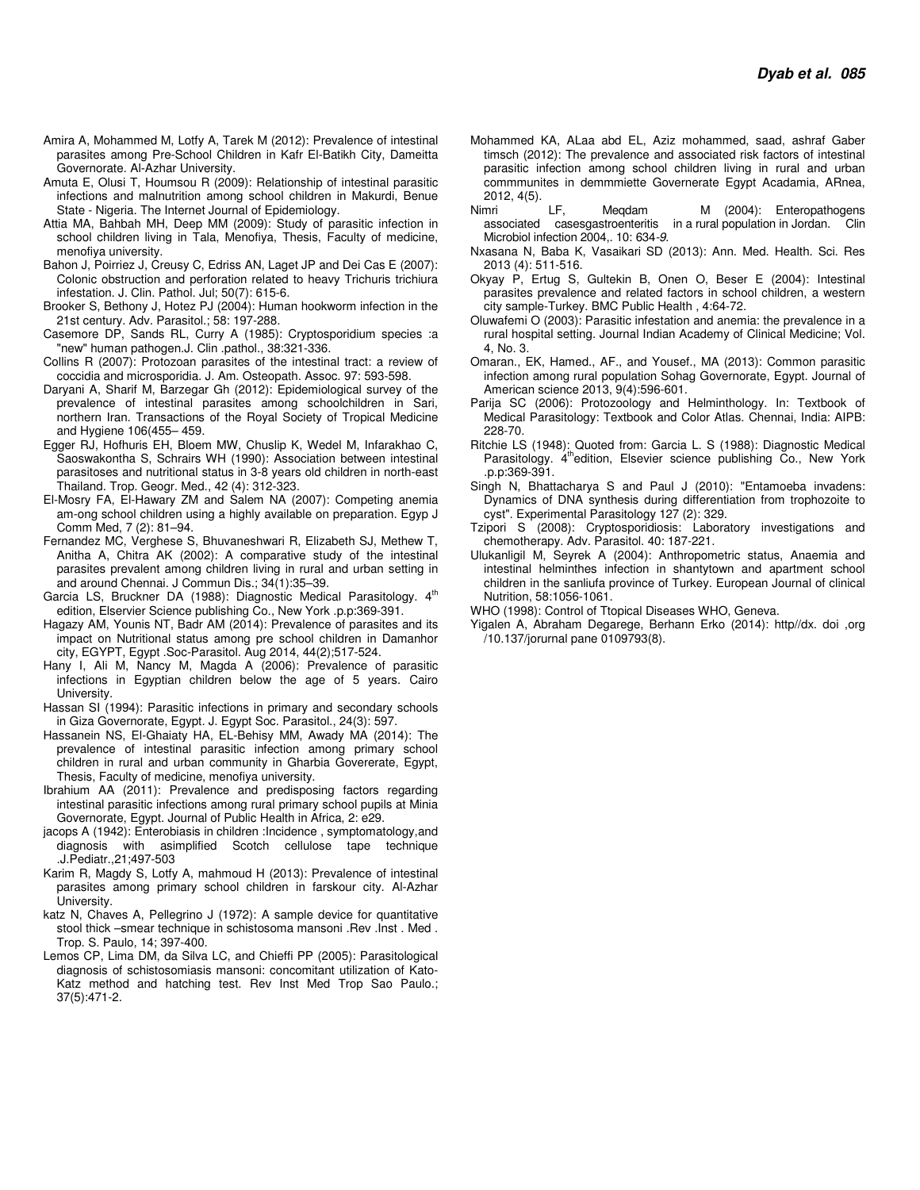Amira A, Mohammed M, Lotfy A, Tarek M (2012): Prevalence of intestinal parasites among Pre-School Children in Kafr El-Batikh City, Dameitta Governorate. Al-Azhar University.

Amuta E, Olusi T, Houmsou R (2009): Relationship of intestinal parasitic infections and malnutrition among school children in Makurdi, Benue State - Nigeria. The Internet Journal of Epidemiology.

Attia MA, Bahbah MH, Deep MM (2009): Study of parasitic infection in school children living in Tala, Menofiya, Thesis, Faculty of medicine, menofiya university.

Bahon J, Poirriez J, Creusy C, Edriss AN, Laget JP and Dei Cas E (2007): Colonic obstruction and perforation related to heavy Trichuris trichiura infestation. J. Clin. Pathol. Jul; 50(7): 615-6.

Brooker S, Bethony J, Hotez PJ (2004): Human hookworm infection in the 21st century. Adv. Parasitol.; 58: 197-288.

Casemore DP, Sands RL, Curry A (1985): Cryptosporidium species :a "new" human pathogen.J. Clin .pathol., 38:321-336.

Collins R (2007): Protozoan parasites of the intestinal tract: a review of coccidia and microsporidia. J. Am. Osteopath. Assoc. 97: 593-598.

Daryani A, Sharif M, Barzegar Gh (2012): Epidemiological survey of the prevalence of intestinal parasites among schoolchildren in Sari, northern Iran. Transactions of the Royal Society of Tropical Medicine and Hygiene 106(455– 459.

Egger RJ, Hofhuris EH, Bloem MW, Chuslip K, Wedel M, Infarakhao C, Saoswakontha S, Schrairs WH (1990): Association between intestinal parasitoses and nutritional status in 3-8 years old children in north-east Thailand. Trop. Geogr. Med., 42 (4): 312-323.

El-Mosry FA, El-Hawary ZM and Salem NA (2007): Competing anemia am-ong school children using a highly available on preparation. Egyp J Comm Med, 7 (2): 81–94.

Fernandez MC, Verghese S, Bhuvaneshwari R, Elizabeth SJ, Methew T, Anitha A, Chitra AK (2002): A comparative study of the intestinal parasites prevalent among children living in rural and urban setting in and around Chennai. J Commun Dis.; 34(1):35–39.

Garcia LS, Bruckner DA (1988): Diagnostic Medical Parasitology. 4th edition, Elservier Science publishing Co., New York .p.p:369-391.

Hagazy AM, Younis NT, Badr AM (2014): Prevalence of parasites and its impact on Nutritional status among pre school children in Damanhor city, EGYPT, Egypt .Soc-Parasitol. Aug 2014, 44(2);517-524.

Hany I, Ali M, Nancy M, Magda A (2006): Prevalence of parasitic infections in Egyptian children below the age of 5 years. Cairo University.

Hassan SI (1994): Parasitic infections in primary and secondary schools in Giza Governorate, Egypt. J. Egypt Soc. Parasitol., 24(3): 597.

Hassanein NS, El-Ghaiaty HA, EL-Behisy MM, Awady MA (2014): The prevalence of intestinal parasitic infection among primary school children in rural and urban community in Gharbia Govererate, Egypt, Thesis, Faculty of medicine, menofiya university.

Ibrahium AA (2011): Prevalence and predisposing factors regarding intestinal parasitic infections among rural primary school pupils at Minia Governorate, Egypt. Journal of Public Health in Africa, 2: e29.

jacops A (1942): Enterobiasis in children :Incidence , symptomatology,and diagnosis with asimplified Scotch cellulose tape technique .J.Pediatr.,21;497-503

Karim R, Magdy S, Lotfy A, mahmoud H (2013): Prevalence of intestinal parasites among primary school children in farskour city. Al-Azhar University.

katz N, Chaves A, Pellegrino J (1972): A sample device for quantitative stool thick –smear technique in schistosoma mansoni .Rev .Inst . Med . Trop. S. Paulo, 14; 397-400.

Lemos CP, Lima DM, da Silva LC, and Chieffi PP (2005): Parasitological diagnosis of schistosomiasis mansoni: concomitant utilization of Kato-Katz method and hatching test. Rev Inst Med Trop Sao Paulo.; 37(5):471-2.

Mohammed KA, ALaa abd EL, Aziz mohammed, saad, ashraf Gaber timsch (2012): The prevalence and associated risk factors of intestinal parasitic infection among school children living in rural and urban commmunites in demmmiette Governerate Egypt Acadamia, ARnea, 2012, 4(5).

Nimri LF, Meqdam M (2004): Enteropathogens associated casesgastroenteritis in a rural population in Jordan. Clin Microbiol infection 2004,. 10: 634-*9*.

Nxasana N, Baba K, Vasaikari SD (2013): Ann. Med. Health. Sci. Res 2013 (4): 511-516.

Okyay P, Ertug S, Gultekin B, Onen O, Beser E (2004): Intestinal parasites prevalence and related factors in school children, a western city sample-Turkey. BMC Public Health , 4:64-72.

Oluwafemi O (2003): Parasitic infestation and anemia: the prevalence in a rural hospital setting. Journal Indian Academy of Clinical Medicine; Vol. 4, No. 3.

Omaran., EK, Hamed., AF., and Yousef., MA (2013): Common parasitic infection among rural population Sohag Governorate, Egypt. Journal of American science 2013, 9(4):596-601.

Parija SC (2006): Protozoology and Helminthology. In: Textbook of Medical Parasitology: Textbook and Color Atlas. Chennai, India: AIPB: 228-70.

Ritchie LS (1948): Quoted from: Garcia L. S (1988): Diagnostic Medical Parasitology. 4thedition, Elsevier science publishing Co., New York .p.p:369-391.

Singh N, Bhattacharya S and Paul J (2010): "Entamoeba invadens: Dynamics of DNA synthesis during differentiation from trophozoite to cyst". Experimental Parasitology 127 (2): 329.

Tzipori S (2008): Cryptosporidiosis: Laboratory investigations and chemotherapy. Adv. Parasitol. 40: 187-221.

Ulukanligil M, Seyrek A (2004): Anthropometric status, Anaemia and intestinal helminthes infection in shantytown and apartment school children in the sanliufa province of Turkey. European Journal of clinical Nutrition, 58:1056-1061.

WHO (1998): Control of Ttopical Diseases WHO, Geneva.

Yigalen A, Abraham Degarege, Berhann Erko (2014): http//dx. doi ,org /10.137/jorurnal pane 0109793(8).